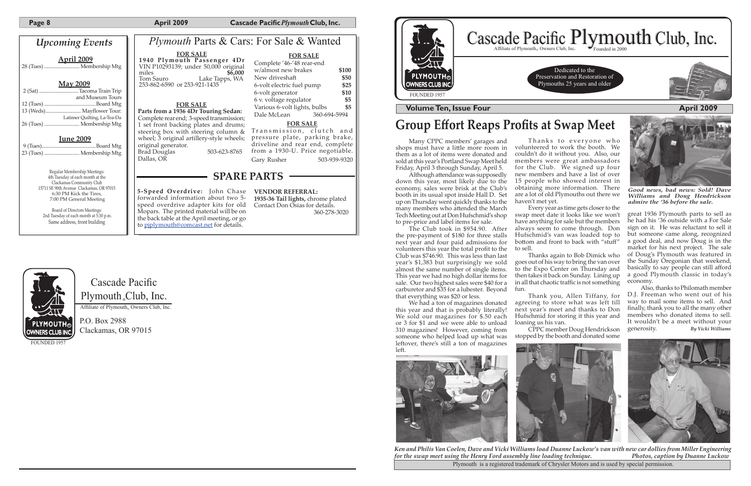# Cascade Pacific Plymouth Club, Inc.

Affiliate of Plymouth® Owners Club, Inc. Founded in 2000

Dedicated to the Preservation and Restoration of Plymouths 25 years and older

FOUNDED 1957

**Volume Ten, Issue Four** **April 2009**

## Group Effort Reaps Profits at Swap Meet

Many CPPC members' garages and shops must have a little more room in them as a lot of items were donated and sold at this year's Portland Swap Meet held Friday, April 3 through Sunday, April 5.

Although attendance was supposedly down this year, most likely due to the economy, sales were brisk at the Club's booth in its usual spot inside Hall D. Set up on Thursday went quickly thanks to the many members who attended the March Tech Meeting out at Don Hufschmid's shop to pre-price and label items for sale.

The Club took in $954.90. After the pre-payment of $180 for three stalls next year and four paid admissions for volunteers this year the total profit to the Club was $746.90. This was less than last year's $1,383 but surprisingly we sold almost the same number of single items. This year we had no high dollar items for sale. Our two highest sales were $40 for a carburetor and $35 for a lubester. Beyond that everything was $20 or less.

We had a ton of magazines donated this year and that is probably literally! We sold our magazines for $.50 each or 3 for $1 and we were able to unload 310 magazines! However, coming from someone who helped load up what was leftover, there's still a ton of magazines left.

Thanks to everyone who volunteered to work the booth. We couldn't do it without you. Also, our members were great ambassadors for the Club. We signed up four new members and have a list of over 15 people who showed interest in obtaining more information. There are a lot of old Plymouths out there we haven't met yet.

Every year as time gets closer to the swap meet date it looks like we won't have anything for sale but the members always seem to come through. Don Hufschmid's van was loaded top to bottom and front to back with "stuff" to sell.

Thanks again to Bob Dimick who goes out of his way to bring the van over to the Expo Center on Thursday and then takes it back on Sunday. Lining up in all that chaotic traffic is not something fun.

Thank you, Allen Tiffany, for agreeing to store what was left till next year's meet and thanks to Don Hufschmid for storing it this year and loaning us his van.

CPPC member Doug Hendrickson stopped by the booth and donated some great 1936 Plymouth parts to sell as he had his '36 outside with a For Sale sign on it. He was reluctant to sell it but someone came along, recognized a good deal, and now Doug is in the market for his next project. The sale of Doug's Plymouth was featured in the Sunday Oregonian that weekend, basically to say people can still afford a good Plymouth classic in today's economy.

Also, thanks to Philomath member D.J. Freeman who went out of his way to mail some items to sell. And finally, thank you to all the many other members who donated items to sell. It wouldn't be a meet without your generosity. *By Vicki Williams*

***Good news, bad news: Sold! Dave Williams and Doug Hendrickson admire the '36 before the sale.***

*Ken and Philis Van Coelen, Dave and Vicki Williams load Duanne Luckow's van with new car dollies from Miller Engineering for the swap meet using the Henry Ford assembly line loading technique. Photos, caption by Duanne Luckow*

Plymouth is a registered trademark of Chrysler Motors and is used by special permission.

---

## *Upcoming Events*

**April 2009**

28 (Tues) ............ Membership Mtg

**May 2009**

2 (Sat) ............ Tacoma Train Trip and Museum Tours
12 (Tues) ............ Board Mtg
13 (Weds) ............ Mayflower Tour: Latimer Quilting, La-Tea-Da
26 (Tues) ............ Membership Mtg

**June 2009**

9 (Tues) ............ Board Mtg
23 (Tues) ............ Membership Mtg

Regular Membership Meetings:
4th Tuesday of each month at the Clackamas Community Club
15711 SE 90th Avenue Clackamas, OR 97015
6:30 PM Kick the Tires,
7:00 PM General Meeting

Board of Directors Meetings:
2nd Tuesday of each month at 5:30 p.m.
Same address, front building

## *Plymouth* Parts & Cars: For Sale & Wanted

**FOR SALE**

**1940 Plymouth Passenger 4Dr** VIN P10293139; under 50,000 original miles **$6,000**
Tom Sauro Lake Tapps, WA
253-862-6590 or 253-921-1435

**FOR SALE**

**Parts from a 1936 4Dr Touring Sedan:** Complete rear end; 3-speed transmission; 1 set front backing plates and drums; steering box with steering column & wheel; 3 original artillery-style wheels; original generator.
Brad Douglas 503-623-8765
Dallas, OR

**FOR SALE**

| Item | Price |
|---|---|
| Complete '46-'48 rear-end w/almost new brakes | **$100** |
| New driveshaft | **$50** |
| 6-volt electric fuel pump | **$25** |
| 6-volt generator | **$10** |
| 6 v. voltage regulator | **$5** |
| Various 6-volt lights, bulbs | **$5** |

Dale McLean 360-694-5994

**FOR SALE**

Transmission, clutch and pressure plate, parking brake, driveline and rear end, complete from a 1930-U. Price negotiable.
Gary Rusher 503-939-9320

## SPARE PARTS

**5-Speed Overdrive:** John Chase forwarded information about two 5-speed overdrive adapter kits for old Mopars. The printed material will be on the back table at the April meeting, or go to pjplymouth@comcast.net for details.

**VENDOR REFERRAL:**
**1935-36 Tail lights,** chrome plated
Contact Don Osias for details.
360-278-3020

Cascade Pacific Plymouth® Club, Inc.
Affiliate of Plymouth® Owners Club, Inc.
P.O. Box 2988
Clackamas, OR 97015

FOUNDED 1957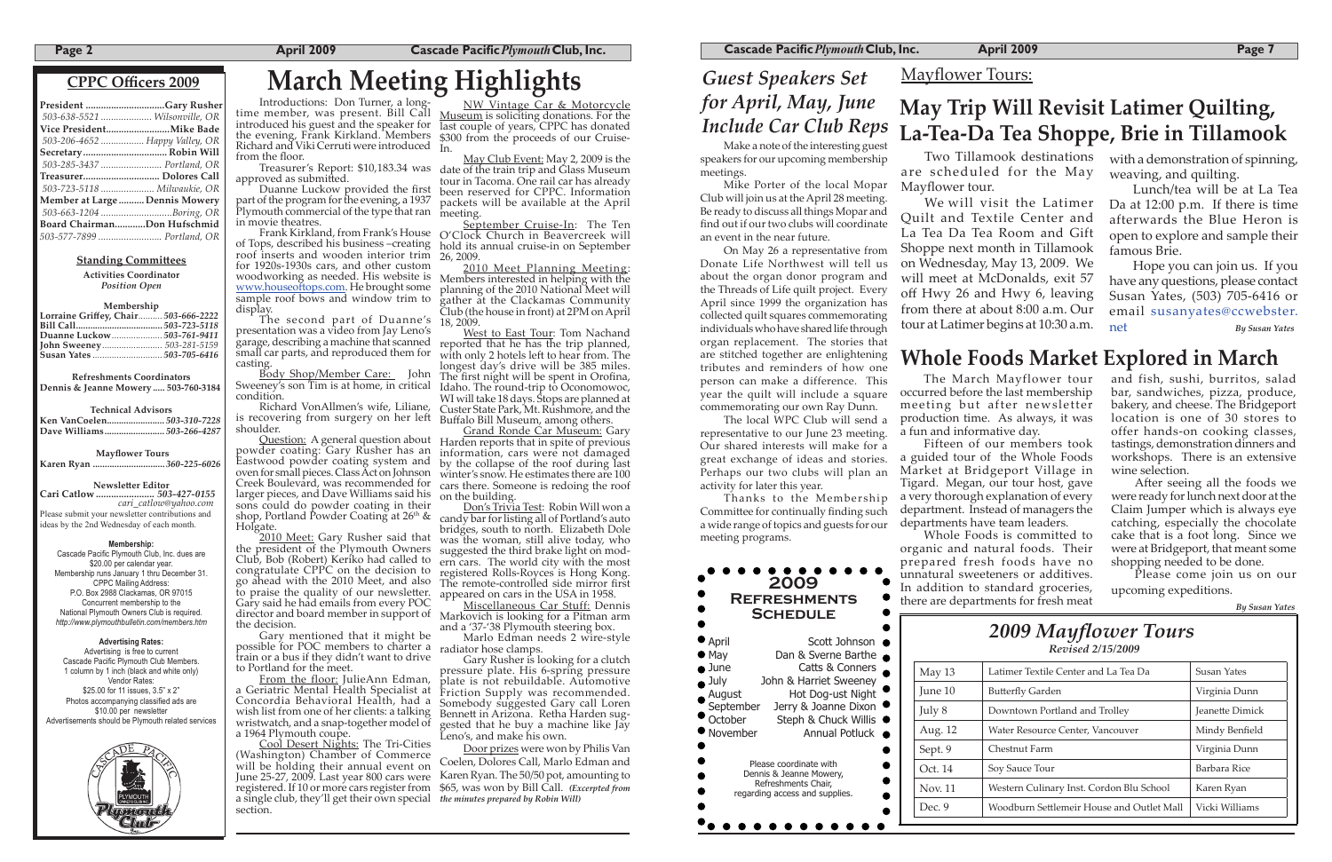## CPPC Officers 2009

**President** ..............................**Gary Rusher**
*503-638-5521 .................... Wilsonville, OR*
**Vice President**.........................**Mike Bade**
*503-206-4652 ................ Happy Valley, OR*
**Secretary** .................................**Robin Will**
*503-285-3437 ........................ Portland, OR*
**Treasurer**............................. **Dolores Call**
*503-723-5118 ..................... Milwaukie, OR*
**Member at Large** .......... **Dennis Mowery**
*503-663-1204 ............................Boring, OR*
**Board Chairman**............**Don Hufschmid**
*503-577-7899 ......................... Portland, OR*

### Standing Committees

**Activities Coordinator**
*Position Open*

**Membership**
**Lorraine Griffey, Chair**.......... **503-666-2222**
**Bill Call**.......................................**503-723-5118**
**Duanne Luckow**.....................**503-761-9411**
**John Sweeney**.......................**503-281-5159**
**Susan Yates**............................**503-705-6416**

**Refreshments Coordinators**
**Dennis & Jeanne Mowery ..... 503-760-3184**

**Technical Advisors**
**Ken VanCoelen**........................**503-310-7228**
**Dave Williams**.........................**503-266-4287**

**Mayflower Tours**
**Karen Ryan** .............................**360-225-6026**

**Newsletter Editor**
**Cari Catlow** ....................... **503-427-0155**
*cari_catlow@yahoo.com*
Please submit your newsletter contributions and ideas by the 2nd Wednesday of each month.

**Membership:**
Cascade Pacific Plymouth Club, Inc. dues are $20.00 per calendar year.
Membership runs January 1 thru December 31.
CPPC Mailing Address:
P.O. Box 2988 Clackamas, OR 97015
Concurrent membership to the National Plymouth Owners Club is required.
*http://www.plymouthbulletin.com/members.htm*

**Advertising Rates:**
Advertising is free to current Cascade Pacific Plymouth Club Members.
1 column by 1 inch (black and white only)
Vendor Rates:
$25.00 for 11 issues, 3.5" x 2"
Photos accompanying classified ads are $10.00 per newsletter
Advertisements should be Plymouth related services

# March Meeting Highlights

Introductions: Don Turner, a long-time member, was present. Bill Call introduced his guest and the speaker for the evening, Frank Kirkland. Members Richard and Viki Cerruti were introduced from the floor.

Treasurer's Report: $10,183.34 was approved as submitted.

Duanne Luckow provided the first part of the program for the evening, a 1937 Plymouth commercial of the type that ran in movie theatres.

Frank Kirkland, from Frank's House of Tops, described his business –creating roof inserts and wooden interior trim for 1920s-1930s cars, and other custom woodworking as needed. His website is www.houseoftops.com. He brought some sample roof bows and window trim to display.

The second part of Duanne's presentation was a video from Jay Leno's garage, describing a machine that scanned small car parts, and reproduced them for casting.

Body Shop/Member Care: John Sweeney's son Tim is at home, in critical condition.

Richard VonAllmen's wife, Liliane, is recovering from surgery on her left shoulder.

Question: A general question about powder coating: Gary Rusher has an Eastwood powder coating system and oven for small pieces. Class Act on Johnson Creek Boulevard, was recommended for larger pieces, and Dave Williams said his sons could do powder coating in their shop, Portland Powder Coating at 26th & Holgate.

2010 Meet: Gary Rusher said that the president of the Plymouth Owners Club, Bob (Robert) Keriko had called to congratulate CPPC on the decision to go ahead with the 2010 Meet, and also to praise the quality of our newsletter. Gary said he had emails from every POC director and board member in support of the decision.

Gary mentioned that it might be possible for POC members to charter a train or a bus if they didn't want to drive to Portland for the meet.

From the floor: JulieAnn Edman, a Geriatric Mental Health Specialist at Concordia Behavioral Health, had a wish list from one of her clients: a talking wristwatch, and a snap-together model of a 1964 Plymouth coupe.

Cool Desert Nights: The Tri-Cities (Washington) Chamber of Commerce will be holding their annual event on June 25-27, 2009. Last year 800 cars were registered. If 10 or more cars register from a single club, they'll get their own special section.

NW Vintage Car & Motorcycle Museum is soliciting donations. For the last couple of years, CPPC has donated $300 from the proceeds of our Cruise-In.

May Club Event: May 2, 2009 is the date of the train trip and Glass Museum tour in Tacoma. One rail car has already been reserved for CPPC. Information packets will be available at the April meeting.

September Cruise-In: The Ten O'Clock Church in Beavercreek will hold its annual cruise-in on September 26, 2009.

2010 Meet Planning Meeting: Members interested in helping with the planning of the 2010 National Meet will gather at the Clackamas Community Club (the house in front) at 2PM on April 18, 2009.

West to East Tour: Tom Nachand reported that he has the trip planned, with only 2 hotels left to hear from. The longest day's drive will be 385 miles. The first night will be spent in Orofina, Idaho. The round-trip to Oconomowoc, WI will take 18 days. Stops are planned at Custer State Park, Mt. Rushmore, and the Buffalo Bill Museum, among others.

Grand Ronde Car Museum: Gary Harden reports that in spite of previous information, cars were not damaged by the collapse of the roof during last winter's snow. He estimates there are 100 cars there. Someone is redoing the roof on the building.

Don's Trivia Test: Robin Will won a candy bar for listing all of Portland's auto bridges, south to north. Elizabeth Dole was the woman, still alive today, who suggested the third brake light on modern cars. The world city with the most registered Rolls-Royces is Hong Kong. The remote-controlled side mirror first appeared on cars in the USA in 1958.

Miscellaneous Car Stuff: Dennis Markovich is looking for a Pitman arm and a '37-'38 Plymouth steering box.

Marlo Edman needs 2 wire-style radiator hose clamps.

Gary Rusher is looking for a clutch pressure plate. His 6-spring pressure plate is not rebuildable. Automotive Friction Supply was recommended. Somebody suggested Gary call Loren Bennett in Arizona. Retha Harden suggested that he buy a machine like Jay Leno's, and make his own.

Door prizes were won by Philis Van Coelen, Dolores Call, Marlo Edman and Karen Ryan. The 50/50 pot, amounting to $65, was won by Bill Call. *(Excerpted from the minutes prepared by Robin Will)*

## *Guest Speakers Set for April, May, June Include Car Club Reps*

Make a note of the interesting guest speakers for our upcoming membership meetings.

Mike Porter of the local Mopar Club will join us at the April 28 meeting. Be ready to discuss all things Mopar and find out if our two clubs will coordinate an event in the near future.

On May 26 a representative from Donate Life Northwest will tell us about the organ donor program and the Threads of Life quilt project. Every April since 1999 the organization has collected quilt squares commemorating individuals who have shared life through organ replacement. The stories that are stitched together are enlightening tributes and reminders of how one person can make a difference. This year the quilt will include a square commemorating our own Ray Dunn.

The local WPC Club will send a representative to our June 23 meeting. Our shared interests will make for a great exchange of ideas and stories. Perhaps our two clubs will plan an activity for later this year.

Thanks to the Membership Committee for continually finding such a wide range of topics and guests for our meeting programs.

### 2009 Refreshments Schedule

| Month | Host |
|---|---|
| April | Scott Johnson |
| May | Dan & Sverne Barthe |
| June | Catts & Conners |
| July | John & Harriet Sweeney |
| August | Hot Dog-ust Night |
| September | Jerry & Joanne Dixon |
| October | Steph & Chuck Willis |
| November | Annual Potluck |

Please coordinate with Dennis & Jeanne Mowery, Refreshments Chair, regarding access and supplies.

## Mayflower Tours:

# May Trip Will Revisit Latimer Quilting, La-Tea-Da Tea Shoppe, Brie in Tillamook

Two Tillamook destinations are scheduled for the May Mayflower tour.

We will visit the Latimer Quilt and Textile Center and La Tea Da Tea Room and Gift Shoppe next month in Tillamook on Wednesday, May 13, 2009. We will meet at McDonalds, exit 57 off Hwy 26 and Hwy 6, leaving from there at about 8:00 a.m. Our tour at Latimer begins at 10:30 a.m. with a demonstration of spinning, weaving, and quilting.

Lunch/tea will be at La Tea Da at 12:00 p.m. If there is time afterwards the Blue Heron is open to explore and sample their famous Brie.

Hope you can join us. If you have any questions, please contact Susan Yates, (503) 705-6416 or email susanyates@ccwebster.net *By Susan Yates*

# Whole Foods Market Explored in March

The March Mayflower tour occurred before the last membership meeting but after newsletter production time. As always, it was a fun and informative day.

Fifteen of our members took a guided tour of the Whole Foods Market at Bridgeport Village in Tigard. Megan, our tour host, gave a very thorough explanation of every department. Instead of managers the departments have team leaders.

Whole Foods is committed to organic and natural foods. Their prepared fresh foods have no unnatural sweeteners or additives. In addition to standard groceries, there are departments for fresh meat and fish, sushi, burritos, salad bar, sandwiches, pizza, produce, bakery, and cheese. The Bridgeport location is one of 30 stores to offer hands-on cooking classes, tastings, demonstration dinners and workshops. There is an extensive wine selection.

After seeing all the foods we were ready for lunch next door at the Claim Jumper which is always eye catching, especially the chocolate cake that is a foot long. Since we were at Bridgeport, that meant some shopping needed to be done.

Please come join us on our upcoming expeditions.

*By Susan Yates*

## *2009 Mayflower Tours*
*Revised 2/15/2009*

| Date | Tour | Contact |
|---|---|---|
| May 13 | Latimer Textile Center and La Tea Da | Susan Yates |
| June 10 | Butterfly Garden | Virginia Dunn |
| July 8 | Downtown Portland and Trolley | Jeanette Dimick |
| Aug. 12 | Water Resource Center, Vancouver | Mindy Benfield |
| Sept. 9 | Chestnut Farm | Virginia Dunn |
| Oct. 14 | Soy Sauce Tour | Barbara Rice |
| Nov. 11 | Western Culinary Inst. Cordon Blu School | Karen Ryan |
| Dec. 9 | Woodburn Settlemeir House and Outlet Mall | Vicki Williams |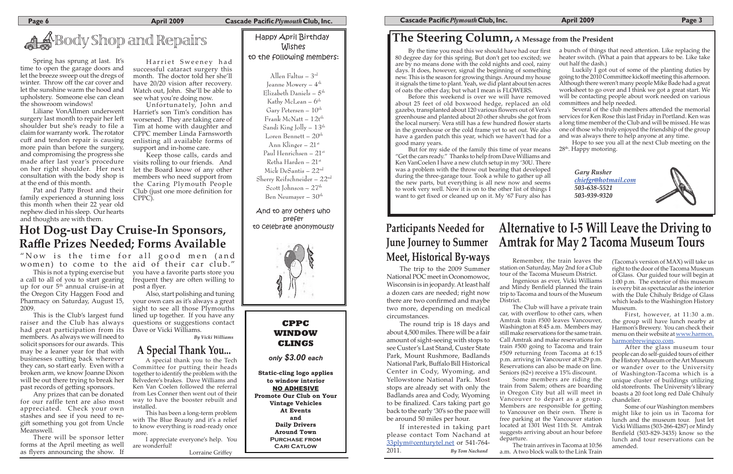# Body Shop and Repairs

Spring has sprung at last. It's time to open the garage doors and let the breeze sweep out the dregs of winter. Throw off the car cover and let the sunshine warm the hood and upholstery. Someone else can clean the showroom windows!

Liliane VonAllmen underwent surgery last month to repair her left shoulder but she's ready to file a claim for warranty work. The rotator cuff and tendon repair is causing more pain than before the surgery, and compromising the progress she made after last year's procedure on her right shoulder. Her next consultation with the body shop is at the end of this month.

Pat and Patty Brost and their family experienced a stunning loss this month when their 22 year old nephew died in his sleep. Our hearts and thoughts are with them.

Harriet Sweeney had successful cataract surgery this month. The doctor told her she'll have 20/20 vision after recovery. Watch out, John. She'll be able to see what you're doing now.

Unfortunately, John and Harriet's son Tim's condition has worsened. They are taking care of Tim at home with daughter and CPPC member Linda Farnsworth enlisting all available forms of support and in-home care.

Keep those calls, cards and visits rolling to our friends. And let the Board know of any other members who need support from the Caring Plymouth People Club (just one more definition for CPPC).

## Happy April Birthday Wishes to the following members:

Allen Faltus – 3rd
Jeanne Mowery – 4th
Elizabeth Daniels – 5th
Kathy McLean – 6th
Gary Petersen – 10th
Frank McNatt – 12th
Sandi King Jolly – 13th
Loren Bennett – 20th
Ann Klinger – 21st
Paul Henrichsen – 21st
Retha Harden – 21st
Mick DeSantis – 22nd
Sherry Reifschneider – 22nd
Scott Johnson – 27th
Ben Neumayer – 30th

And to any others who prefer to celebrate anonymously

# Hot Dog-ust Day Cruise-In Sponsors, Raffle Prizes Needed; Forms Available

"Now is the time for all good men (and women) to come to the aid of their car club."

This is not a typing exercise but a call to all of you to start gearing up for our 5th annual cruise-in at the Oregon City Haggen Food and Pharmacy on Saturday, August 15, 2009.

This is the Club's largest fund raiser and the Club has always had great participation from its members. As always we will need to solicit sponsors for our awards. This may be a leaner year for that with businesses cutting back wherever they can, so start early. Even with a broken arm, we know Joanne Dixon will be out there trying to break her past records of getting sponsors.

Any prizes that can be donated for our raffle tent are also most appreciated. Check your own stashes and see if you need to re-gift something you got from Uncle Meanswell.

There will be sponsor letter forms at the April meeting as well as flyers announcing the show. If you have a favorite parts store you frequent they are often willing to post a flyer.

Also, start polishing and tuning your own cars as it's always a great sight to see all those Plymouths lined up together. If you have any questions or suggestions contact Dave or Vicki Williams.

*By Vicki Williams*

# A Special Thank You...

A special thank you to the Tech Committee for putting their heads together to identify the problem with the Belvedere's brakes. Dave Williams and Ken Van Coelen followed the referral from Les Conner then went out of their way to have the booster rebuilt and installed.

This has been a long-term problem with The Blue Beauty and it's a relief to know everything is road-ready once more.

I appreciate everyone's help. You are wonderful!

Lorraine Griffey

## CPPC WINDOW CLINGS

*only $3.00 each*

**Static-cling logo applies to window interior**
**NO ADHESIVE**
**Promote Our Club on Your Vintage Vehicles At Events and Daily Drivers Around Town**
**PURCHASE FROM CARI CATLOW**

# The Steering Column, A Message from the President

By the time you read this we should have had our first 80 degree day for this spring. But don't get too excited; we are by no means done with the cold nights and cool, rainy days. It does, however, signal the beginning of something new. This is the season for growing things. Around my house it signals the time to plant. Yeah, we did plant about ten acres of oats the other day, but what I mean is FLOWERS.

Before this weekend is over we will have removed about 25 feet of old boxwood hedge, replaced an old gazebo, transplanted about 120 various flowers out of Vera's greenhouse and planted about 20 other shrubs she got from the local nursery. Vera still has a few hundred flower starts in the greenhouse or the cold frame yet to set out. We also have a garden patch this year, which we haven't had for a good many years.

But for my side of the family this time of year means "Get the cars ready." Thanks to help from Dave Williams and Ken VanCoelen I have a new clutch setup in my '30U. There was a problem with the throw out bearing that developed during the three-garage tour. Took a while to gather up all the new parts, but everything is all new now and seems to work very well. Now it is on to the other list of things I want to get fixed or cleaned up on it. My '67 Fury also has a bunch of things that need attention. Like replacing the heater switch. (What a pain that appears to be. Like take out half the dash.)

Luckily I got out of some of the planting duties by going to the 2010 Committee kickoff meeting this afternoon. Although there weren't many people Mike Bade had a great worksheet to go over and I think we got a great start. We will be contacting people about work needed on various committees and help needed.

Several of the club members attended the memorial services for Ken Rose this last Friday in Portland. Ken was a long time member of the Club and will be missed. He was one of those who truly enjoyed the friendship of the group and was always there to help anyone at any time.

Hope to see you all at the next Club meeting on the 28th. Happy motoring.

*Gary Rusher*
*chiefgr@hotmail.com*
*503-638-5521*
*503-939-9320*

# Participants Needed for June Journey to Summer Meet, Historical By-ways

The trip to the 2009 Summer National POC meet in Oconomowoc, Wisconsin is in jeopardy. At least half a dozen cars are needed; right now there are two confirmed and maybe two more, depending on medical circumstances.

The round trip is 18 days and about 4,500 miles. There will be a fair amount of sight-seeing with stops to see Custer's Last Stand, Custer State Park, Mount Rushmore, Badlands National Park, Buffalo Bill Historical Center in Cody, Wyoming, and Yellowstone National Park. Most stops are already set with only the Badlands area and Cody, Wyoming to be finalized. Cars taking part go back to the early '30's so the pace will be around 50 miles per hour.

If interested in taking part please contact Tom Nachand at 33plym@centurytel.net or 541-764-2011.

*By Tom Nachand*

# Alternative to I-5 Will Leave the Driving to Amtrak for May 2 Tacoma Museum Tours

Remember, the train leaves the station on Saturday, May 2nd for a Club tour of the Tacoma Museum District.

Ingenious as ever, Vicki Williams and Mindy Benfield planned the train trip to Tacoma and tours of the Museum District.

The Club will have a private train car, with overflow to other cars, when Amtrak train #500 leaves Vancouver, Washington at 8:45 a.m. Members may still make reservations for the same train. Call Amtrak and make reservations for train #500 going to Tacoma and train #509 returning from Tacoma at 6:15 p.m. arriving in Vancouver at 8:29 p.m. Reservations can also be made on line. Seniors (62+) receive a 15% discount.

Some members are riding the train from Salem; others are boarding in Oregon City but all will meet in Vancouver to depart as a group. Members are responsible for getting to Vancouver on their own. There is free parking at the Vancouver station located at 1301 West 11th St. Amtrak suggests arriving about an hour before departure.

The train arrives in Tacoma at 10:56 a.m. A two block walk to the Link Train (Tacoma's version of MAX) will take us right to the door of the Tacoma Museum of Glass. Our guided tour will begin at 1:00 p.m. The exterior of this museum is every bit as spectacular as the interior with the Dale Chihuly Bridge of Glass which leads to the Washington History Museum.

First, however, at 11:30 a.m. the group will have lunch nearby at Harmon's Brewery. You can check their menu on their website at www.harmon.harmonbrewingco.com.

After the glass museum tour people can do self-guided tours of either the History Museum or the Art Museum or wander over to the University of Washington-Tacoma which is a unique cluster of buildings utilizing old storefronts. The University's library boasts a 20 foot long red Dale Chihuly chandelier.

Some of our Washington members might like to join us in Tacoma for lunch and the museum tour. Just let Vicki Williams (503-266-4287) or Mindy Benfield (503-829-3435) know so the lunch and tour reservations can be amended.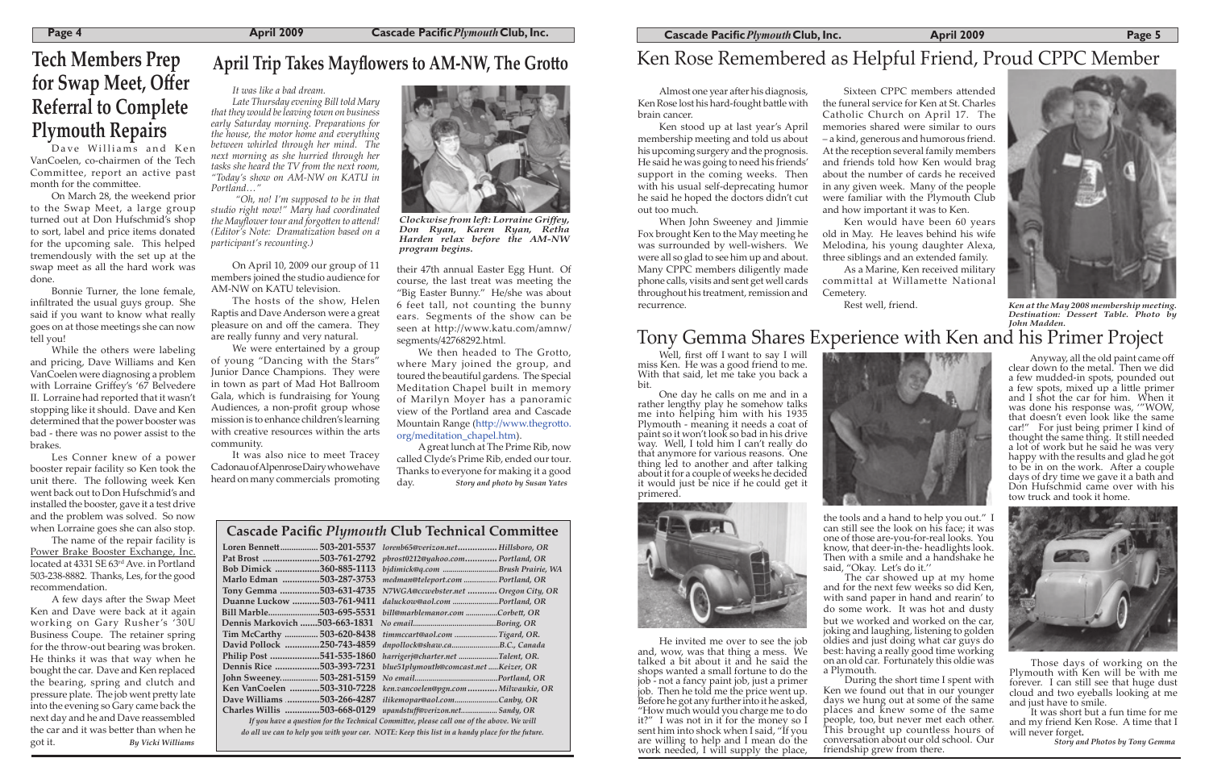# Tech Members Prep for Swap Meet, Offer Referral to Complete Plymouth Repairs

Dave Williams and Ken VanCoelen, co-chairmen of the Tech Committee, report an active past month for the committee.

On March 28, the weekend prior to the Swap Meet, a large group turned out at Don Hufschmid's shop to sort, label and price items donated for the upcoming sale. This helped tremendously with the set up at the swap meet as all the hard work was done.

Bonnie Turner, the lone female, infiltrated the usual guys group. She said if you want to know what really goes on at those meetings she can now tell you!

While the others were labeling and pricing, Dave Williams and Ken VanCoelen were diagnosing a problem with Lorraine Griffey's '67 Belvedere II. Lorraine had reported that it wasn't stopping like it should. Dave and Ken determined that the power booster was bad - there was no power assist to the brakes.

Les Conner knew of a power booster repair facility so Ken took the unit there. The following week Ken went back out to Don Hufschmid's and installed the booster, gave it a test drive and the problem was solved. So now when Lorraine goes she can also stop.

The name of the repair facility is Power Brake Booster Exchange, Inc. located at 4331 SE 63rd Ave. in Portland 503-238-8882. Thanks, Les, for the good recommendation.

A few days after the Swap Meet Ken and Dave were back at it again working on Gary Rusher's '30U Business Coupe. The retainer spring for the throw-out bearing was broken. He thinks it was that way when he bought the car. Dave and Ken replaced the bearing, spring and clutch and pressure plate. The job went pretty late into the evening so Gary came back the next day and he and Dave reassembled the car and it was better than when he got it. *By Vicki Williams*

# April Trip Takes Mayflowers to AM-NW, The Grotto

*It was like a bad dream.*

*Late Thursday evening Bill told Mary that they would be leaving town on business early Saturday morning. Preparations for the house, the motor home and everything between whirled through her mind. The next morning as she hurried through her tasks she heard the TV from the next room, "Today's show on AM-NW on KATU in Portland…"*

*"Oh, no! I'm supposed to be in that studio right now!" Mary had coordinated the Mayflower tour and forgotten to attend! (Editor's Note: Dramatization based on a participant's recounting.)*

*Clockwise from left: Lorraine Griffey, Don Ryan, Karen Ryan, Retha Harden relax before the AM-NW program begins.*

On April 10, 2009 our group of 11 members joined the studio audience for AM-NW on KATU television.

The hosts of the show, Helen Raptis and Dave Anderson were a great pleasure on and off the camera. They are really funny and very natural.

We were entertained by a group of young "Dancing with the Stars" Junior Dance Champions. They were in town as part of Mad Hot Ballroom Gala, which is fundraising for Young Audiences, a non-profit group whose mission is to enhance children's learning with creative resources within the arts community.

It was also nice to meet Tracey Cadonau of Alpenrose Dairy who we have heard on many commercials promoting their 47th annual Easter Egg Hunt. Of course, the last treat was meeting the "Big Easter Bunny." He/she was about 6 feet tall, not counting the bunny ears. Segments of the show can be seen at http://www.katu.com/amnw/segments/42768292.html.

We then headed to The Grotto, where Mary joined the group, and toured the beautiful gardens. The Special Meditation Chapel built in memory of Marilyn Moyer has a panoramic view of the Portland area and Cascade Mountain Range (http://www.thegrotto.org/meditation_chapel.htm).

A great lunch at The Prime Rib, now called Clyde's Prime Rib, ended our tour. Thanks to everyone for making it a good day. *Story and photo by Susan Yates*

## Cascade Pacific *Plymouth* Club Technical Committee

| | | | |
|---|---|---|---|
| Loren Bennett | 503-201-5537 | lorenb65@verizon.net | Hillsboro, OR |
| Pat Brost | 503-761-2792 | pbrost0212@yahoo.com | Portland, OR |
| Bob Dimick | 360-885-1113 | bjdimick@q.com | Brush Prairie, WA |
| Marlo Edman | 503-287-3753 | medman@teleport.com | Portland, OR |
| Tony Gemma | 503-631-4735 | N7WGA@ccwebster.net | Oregon City, OR |
| Duanne Luckow | 503-761-9411 | daluckow@aol.com | Portland, OR |
| Bill Marble | 503-695-5531 | bill@marblemanor.com | Corbett, OR |
| Dennis Markovich | 503-663-1831 | No email | Boring, OR |
| Tim McCarthy | 503-620-8438 | timmccart@aol.com | Tigard, OR. |
| David Pollock | 250-743-4859 | dnpollock@shaw.ca | B.C., Canada |
| Philip Post | 503-535-1860 | harrigerj@charter.net | Talent, OR. |
| Dennis Rice | 503-393-7231 | blue51plymouth@comcast.net | Keizer, OR |
| John Sweeney | 503-281-5159 | No email | Portland, OR |
| Ken VanCoelen | 503-310-7228 | ken.vancoelen@pgn.com | Milwaukie, OR |
| Dave Williams | 503-266-4287 | ilikemopar@aol.com | Canby, OR |
| Charles Willis | 503-668-0129 | upandstuff@verizon.net | Sandy, OR |

*If you have a question for the Technical Committee, please call one of the above. We will do all we can to help you with your car. NOTE: Keep this list in a handy place for the future.*

# Ken Rose Remembered as Helpful Friend, Proud CPPC Member

Almost one year after his diagnosis, Ken Rose lost his hard-fought battle with brain cancer.

Ken stood up at last year's April membership meeting and told us about his upcoming surgery and the prognosis. He said he was going to need his friends' support in the coming weeks. Then with his usual self-deprecating humor he said he hoped the doctors didn't cut out too much.

When John Sweeney and Jimmie Fox brought Ken to the May meeting he was surrounded by well-wishers. We were all so glad to see him up and about. Many CPPC members diligently made phone calls, visits and sent get well cards throughout his treatment, remission and recurrence.

Sixteen CPPC members attended the funeral service for Ken at St. Charles Catholic Church on April 17. The memories shared were similar to ours – a kind, generous and humorous friend. At the reception several family members and friends told how Ken would brag about the number of cards he received in any given week. Many of the people were familiar with the Plymouth Club and how important it was to Ken.

Ken would have been 60 years old in May. He leaves behind his wife Melodina, his young daughter Alexa, three siblings and an extended family.

As a Marine, Ken received military committal at Willamette National Cemetery.

Rest well, friend.

*Ken at the May 2008 membership meeting. Destination: Dessert Table. Photo by John Madden.*

# Tony Gemma Shares Experience with Ken and his Primer Project

Well, first off I want to say I will miss Ken. He was a good friend to me. With that said, let me take you back a bit.

One day he calls on me and in a rather lengthy play he somehow talks me into helping him with his 1935 Plymouth - meaning it needs a coat of paint so it won't look so bad in his drive way. Well, I told him I can't really do that anymore for various reasons. One thing led to another and after talking about it for a couple of weeks he decided it would just be nice if he could get it primered.

He invited me over to see the job and, wow, was that thing a mess. We talked a bit about it and he said the shops wanted a small fortune to do the job - not a fancy paint job, just a primer job. Then he told me the price went up. Before he got any further into it he asked, "How much would you charge me to do it?" I was not in it for the money so I sent him into shock when I said, "If you are willing to help and I mean do the work needed, I will supply the place, the tools and a hand to help you out." I can still see the look on his face; it was one of those are-you-for-real looks. You know, that deer-in-the- headlights look. Then with a smile and a handshake he said, "Okay. Let's do it."

The car showed up at my home and for the next few weeks so did Ken, with sand paper in hand and rearin' to do some work. It was hot and dusty but we worked and worked on the car, joking and laughing, listening to golden oldies and just doing what car guys do best: having a really good time working on an old car. Fortunately this oldie was a Plymouth.

During the short time I spent with Ken we found out that in our younger days we hung out at some of the same places and knew some of the same people, too, but never met each other. This brought up countless hours of conversation about our old school. Our friendship grew from there.

Anyway, all the old paint came off clear down to the metal. Then we did a few mudded-in spots, pounded out a few spots, mixed up a little primer and I shot the car for him. When it was done his response was, "WOW, that doesn't even look like the same car!" For just being primer I kind of thought the same thing. It still needed a lot of work but he said he was very happy with the results and glad he got to be in on the work. After a couple days of dry time we gave it a bath and Don Hufschmid came over with his tow truck and took it home.

Those days of working on the Plymouth with Ken will be with me forever. I can still see that huge dust cloud and two eyeballs looking at me and just have to smile.

It was short but a fun time for me and my friend Ken Rose. A time that I will never forget.

*Story and Photos by Tony Gemma*